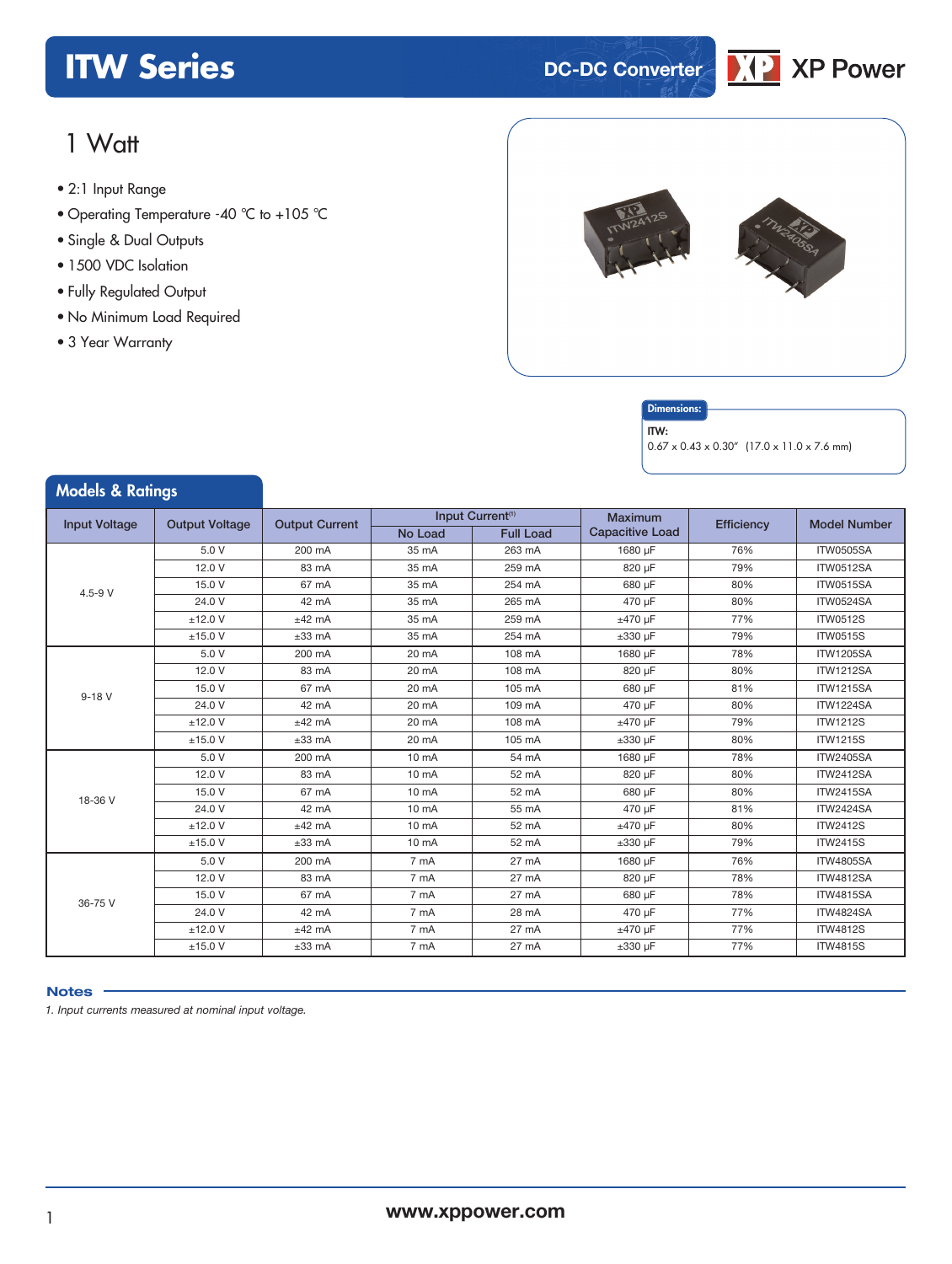# ITW Series

DC-DC Converter

XP Power

## 1 Watt

- 2:1 Input Range
- Operating Temperature -40 °C to +105 °C
- Single & Dual Outputs
- 1500 VDC Isolation
- Fully Regulated Output
- No Minimum Load Required
- 3 Year Warranty

**Dimensions:**

**ITW:**
0.67 x 0.43 x 0.30″ (17.0 x 11.0 x 7.6 mm)

## Models & Ratings

| Input Voltage | Output Voltage | Output Current | Input Current[1] | | Maximum Capacitive Load | Efficiency | Model Number |
|---|---|---|---|---|---|---|---|
| | | | No Load | Full Load | | | |
| 4.5-9 V | 5.0 V | 200 mA | 35 mA | 263 mA | 1680 µF | 76% | ITW0505SA |
| | 12.0 V | 83 mA | 35 mA | 259 mA | 820 µF | 79% | ITW0512SA |
| | 15.0 V | 67 mA | 35 mA | 254 mA | 680 µF | 80% | ITW0515SA |
| | 24.0 V | 42 mA | 35 mA | 265 mA | 470 µF | 80% | ITW0524SA |
| | ±12.0 V | ±42 mA | 35 mA | 259 mA | ±470 µF | 77% | ITW0512S |
| | ±15.0 V | ±33 mA | 35 mA | 254 mA | ±330 µF | 79% | ITW0515S |
| 9-18 V | 5.0 V | 200 mA | 20 mA | 108 mA | 1680 µF | 78% | ITW1205SA |
| | 12.0 V | 83 mA | 20 mA | 108 mA | 820 µF | 80% | ITW1212SA |
| | 15.0 V | 67 mA | 20 mA | 105 mA | 680 µF | 81% | ITW1215SA |
| | 24.0 V | 42 mA | 20 mA | 109 mA | 470 µF | 80% | ITW1224SA |
| | ±12.0 V | ±42 mA | 20 mA | 108 mA | ±470 µF | 79% | ITW1212S |
| | ±15.0 V | ±33 mA | 20 mA | 105 mA | ±330 µF | 80% | ITW1215S |
| 18-36 V | 5.0 V | 200 mA | 10 mA | 54 mA | 1680 µF | 78% | ITW2405SA |
| | 12.0 V | 83 mA | 10 mA | 52 mA | 820 µF | 80% | ITW2412SA |
| | 15.0 V | 67 mA | 10 mA | 52 mA | 680 µF | 80% | ITW2415SA |
| | 24.0 V | 42 mA | 10 mA | 55 mA | 470 µF | 81% | ITW2424SA |
| | ±12.0 V | ±42 mA | 10 mA | 52 mA | ±470 µF | 80% | ITW2412S |
| | ±15.0 V | ±33 mA | 10 mA | 52 mA | ±330 µF | 79% | ITW2415S |
| 36-75 V | 5.0 V | 200 mA | 7 mA | 27 mA | 1680 µF | 76% | ITW4805SA |
| | 12.0 V | 83 mA | 7 mA | 27 mA | 820 µF | 78% | ITW4812SA |
| | 15.0 V | 67 mA | 7 mA | 27 mA | 680 µF | 78% | ITW4815SA |
| | 24.0 V | 42 mA | 7 mA | 28 mA | 470 µF | 77% | ITW4824SA |
| | ±12.0 V | ±42 mA | 7 mA | 27 mA | ±470 µF | 77% | ITW4812S |
| | ±15.0 V | ±33 mA | 7 mA | 27 mA | ±330 µF | 77% | ITW4815S |

### Notes

*1. Input currents measured at nominal input voltage.*

www.xppower.com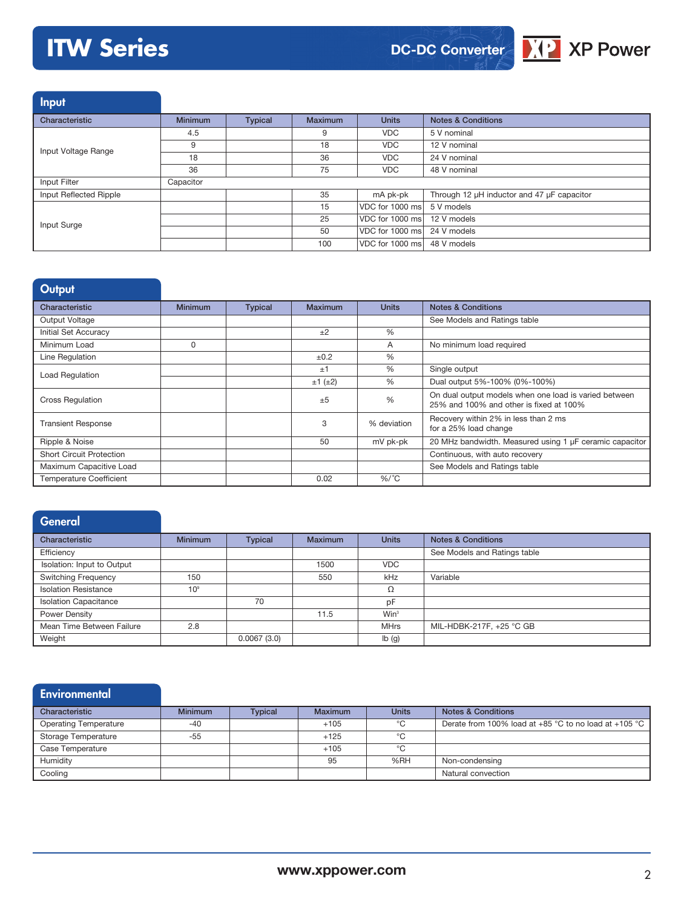# ITW Series

DC-DC Converter

## Input

| Characteristic | Minimum | Typical | Maximum | Units | Notes & Conditions |
|---|---|---|---|---|---|
| Input Voltage Range | 4.5 | | 9 | VDC | 5 V nominal |
| | 9 | | 18 | VDC | 12 V nominal |
| | 18 | | 36 | VDC | 24 V nominal |
| | 36 | | 75 | VDC | 48 V nominal |
| Input Filter | Capacitor | | | | |
| Input Reflected Ripple | | | 35 | mA pk-pk | Through 12 µH inductor and 47 µF capacitor |
| Input Surge | | | 15 | VDC for 1000 ms | 5 V models |
| | | | 25 | VDC for 1000 ms | 12 V models |
| | | | 50 | VDC for 1000 ms | 24 V models |
| | | | 100 | VDC for 1000 ms | 48 V models |

## Output

| Characteristic | Minimum | Typical | Maximum | Units | Notes & Conditions |
|---|---|---|---|---|---|
| Output Voltage | | | | | See Models and Ratings table |
| Initial Set Accuracy | | | ±2 | % | |
| Minimum Load | 0 | | | A | No minimum load required |
| Line Regulation | | | ±0.2 | % | |
| Load Regulation | | | ±1 | % | Single output |
| | | | ±1 (±2) | % | Dual output 5%-100% (0%-100%) |
| Cross Regulation | | | ±5 | % | On dual output models when one load is varied between 25% and 100% and other is fixed at 100% |
| Transient Response | | | 3 | % deviation | Recovery within 2% in less than 2 ms for a 25% load change |
| Ripple & Noise | | | 50 | mV pk-pk | 20 MHz bandwidth. Measured using 1 µF ceramic capacitor |
| Short Circuit Protection | | | | | Continuous, with auto recovery |
| Maximum Capacitive Load | | | | | See Models and Ratings table |
| Temperature Coefficient | | | 0.02 | %/°C | |

## General

| Characteristic | Minimum | Typical | Maximum | Units | Notes & Conditions |
|---|---|---|---|---|---|
| Efficiency | | | | | See Models and Ratings table |
| Isolation: Input to Output | | | 1500 | VDC | |
| Switching Frequency | 150 | | 550 | kHz | Variable |
| Isolation Resistance | $10^9$ | | | Ω | |
| Isolation Capacitance | | 70 | | pF | |
| Power Density | | | 11.5 | $W/in^3$ | |
| Mean Time Between Failure | 2.8 | | | MHrs | MIL-HDBK-217F, +25 °C GB |
| Weight | | 0.0067 (3.0) | | lb (g) | |

## Environmental

| Characteristic | Minimum | Typical | Maximum | Units | Notes & Conditions |
|---|---|---|---|---|---|
| Operating Temperature | -40 | | +105 | °C | Derate from 100% load at +85 °C to no load at +105 °C |
| Storage Temperature | -55 | | +125 | °C | |
| Case Temperature | | | +105 | °C | |
| Humidity | | | 95 | %RH | Non-condensing |
| Cooling | | | | | Natural convection |

www.xppower.com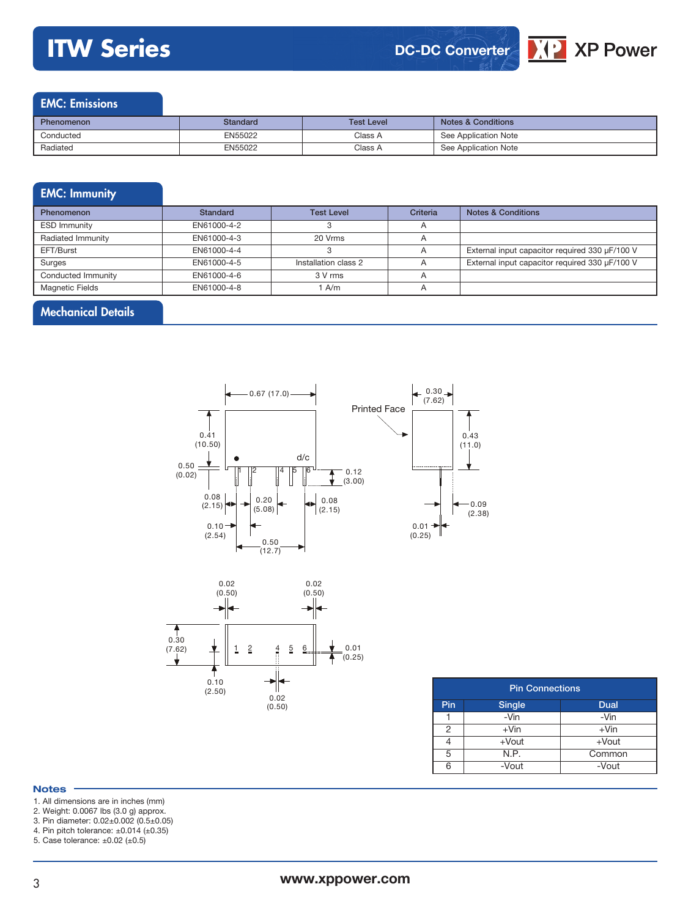## EMC: Emissions

| Phenomenon | Standard | Test Level | Notes & Conditions |
|---|---|---|---|
| Conducted | EN55022 | Class A | See Application Note |
| Radiated | EN55022 | Class A | See Application Note |

## EMC: Immunity

| Phenomenon | Standard | Test Level | Criteria | Notes & Conditions |
|---|---|---|---|---|
| ESD Immunity | EN61000-4-2 | 3 | A | |
| Radiated Immunity | EN61000-4-3 | 20 Vrms | A | |
| EFT/Burst | EN61000-4-4 | 3 | A | External input capacitor required 330 µF/100 V |
| Surges | EN61000-4-5 | Installation class 2 | A | External input capacitor required 330 µF/100 V |
| Conducted Immunity | EN61000-4-6 | 3 V rms | A | |
| Magnetic Fields | EN61000-4-8 | 1 A/m | A | |

## Mechanical Details

0.67 (17.0) | 0.41 (10.50) | 0.50 (0.02) | d/c | 0.12 (3.00) | 0.08 (2.15) | 0.20 (5.08) | 0.08 (2.15) | 0.10 (2.54) | 0.50 (12.7)

Printed Face | 0.30 (7.62) | 0.43 (11.0) | 0.09 (2.38) | 0.01 (0.25)

0.02 (0.50) | 0.02 (0.50) | 0.30 (7.62) | 0.01 (0.25) | 0.10 (2.50) | 0.02 (0.50)

| Pin Connections | | |
|---|---|---|
| Pin | Single | Dual |
| 1 | -Vin | -Vin |
| 2 | +Vin | +Vin |
| 4 | +Vout | +Vout |
| 5 | N.P. | Common |
| 6 | -Vout | -Vout |

### Notes

1. All dimensions are in inches (mm)
2. Weight: 0.0067 lbs (3.0 g) approx.
3. Pin diameter: 0.02±0.002 (0.5±0.05)
4. Pin pitch tolerance: ±0.014 (±0.35)
5. Case tolerance: ±0.02 (±0.5)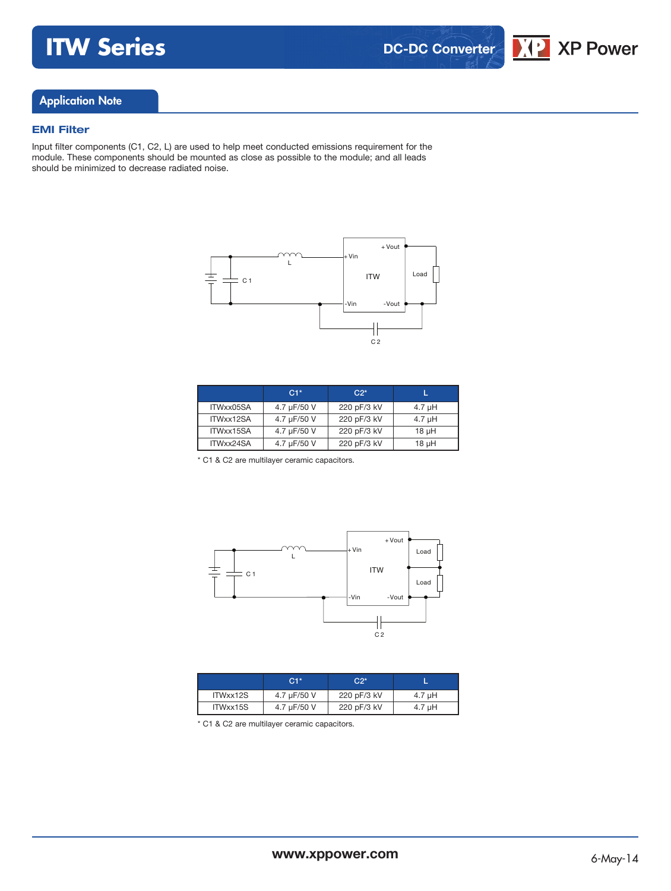## Application Note

### EMI Filter

Input filter components (C1, C2, L) are used to help meet conducted emissions requirement for the module. These components should be mounted as close as possible to the module; and all leads should be minimized to decrease radiated noise.

+Vout
+Vin
L
ITW
Load
C 1
-Vin
-Vout
C 2

| | C1* | C2* | L |
|---|---|---|---|
| ITWxx05SA | 4.7 µF/50 V | 220 pF/3 kV | 4.7 µH |
| ITWxx12SA | 4.7 µF/50 V | 220 pF/3 kV | 4.7 µH |
| ITWxx15SA | 4.7 µF/50 V | 220 pF/3 kV | 18 µH |
| ITWxx24SA | 4.7 µF/50 V | 220 pF/3 kV | 18 µH |

* C1 & C2 are multilayer ceramic capacitors.

+Vout
+Vin
L
Load
ITW
C 1
Load
-Vin
-Vout
C 2

| | C1* | C2* | L |
|---|---|---|---|
| ITWxx12S | 4.7 µF/50 V | 220 pF/3 kV | 4.7 µH |
| ITWxx15S | 4.7 µF/50 V | 220 pF/3 kV | 4.7 µH |

* C1 & C2 are multilayer ceramic capacitors.